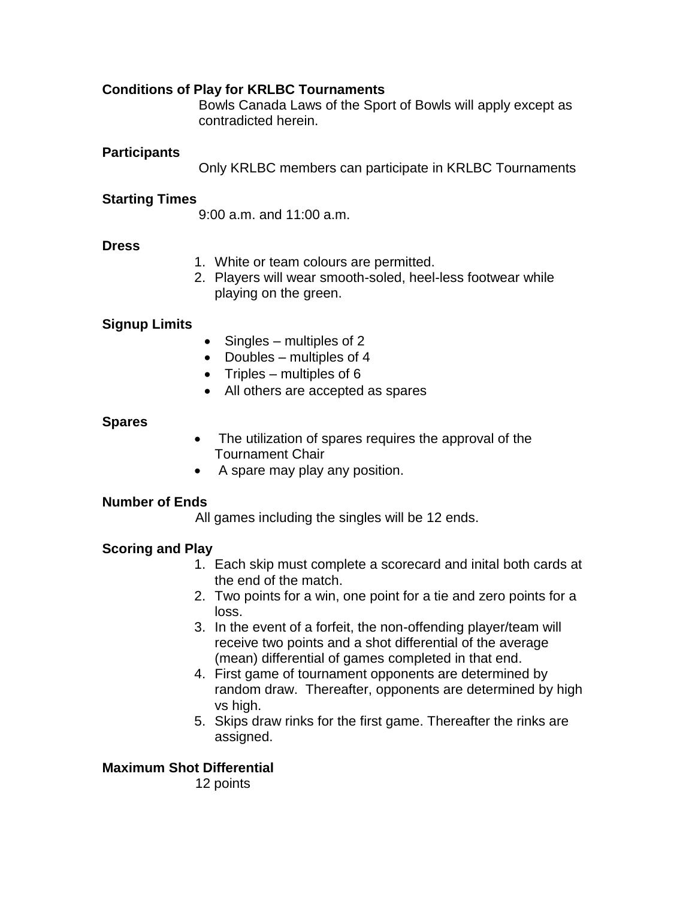## Conditions of Play for KRLBC Tournaments

Bowls Canada Laws of the Sport of Bowls will apply except as contradicted herein.

### Participants

Only KRLBC members can participate in KRLBC Tournaments

### Starting Times

9:00 a.m. and 11:00 a.m.

### Dress

1. White or team colours are permitted.
2. Players will wear smooth-soled, heel-less footwear while playing on the green.

### Signup Limits

- Singles – multiples of 2
- Doubles – multiples of 4
- Triples – multiples of 6
- All others are accepted as spares

### Spares

- The utilization of spares requires the approval of the Tournament Chair
- A spare may play any position.

### Number of Ends

All games including the singles will be 12 ends.

### Scoring and Play

1. Each skip must complete a scorecard and inital both cards at the end of the match.
2. Two points for a win, one point for a tie and zero points for a loss.
3. In the event of a forfeit, the non-offending player/team will receive two points and a shot differential of the average (mean) differential of games completed in that end.
4. First game of tournament opponents are determined by random draw. Thereafter, opponents are determined by high vs high.
5. Skips draw rinks for the first game. Thereafter the rinks are assigned.

### Maximum Shot Differential

12 points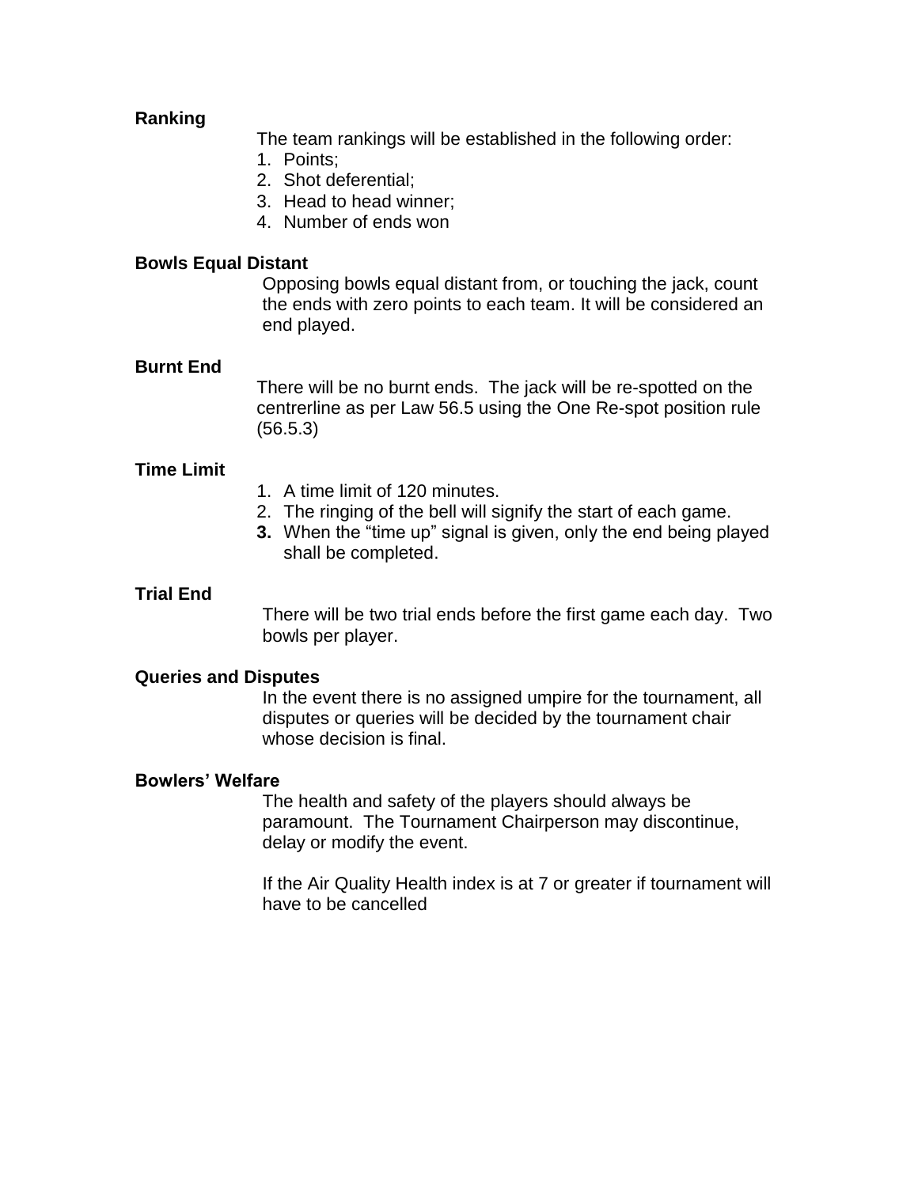**Ranking**

The team rankings will be established in the following order:

1. Points;
2. Shot deferential;
3. Head to head winner;
4. Number of ends won

**Bowls Equal Distant**

Opposing bowls equal distant from, or touching the jack, count the ends with zero points to each team. It will be considered an end played.

**Burnt End**

There will be no burnt ends. The jack will be re-spotted on the centrerline as per Law 56.5 using the One Re-spot position rule (56.5.3)

**Time Limit**

1. A time limit of 120 minutes.
2. The ringing of the bell will signify the start of each game.
3. When the "time up" signal is given, only the end being played shall be completed.

**Trial End**

There will be two trial ends before the first game each day. Two bowls per player.

**Queries and Disputes**

In the event there is no assigned umpire for the tournament, all disputes or queries will be decided by the tournament chair whose decision is final.

**Bowlers' Welfare**

The health and safety of the players should always be paramount. The Tournament Chairperson may discontinue, delay or modify the event.

If the Air Quality Health index is at 7 or greater if tournament will have to be cancelled